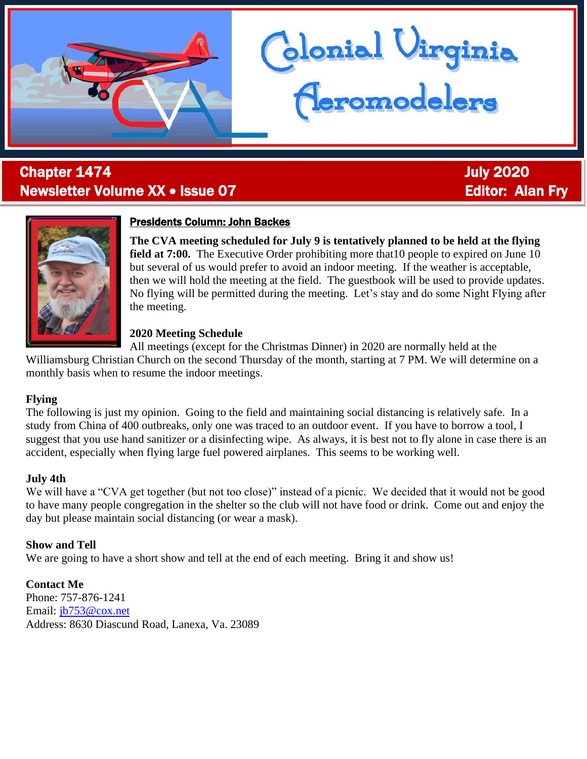# Colonial Virginia Aeromodelers

**Chapter 1474** **July 2020**
**Newsletter Volume XX • Issue 07** **Editor: Alan Fry**

## Presidents Column: John Backes

**The CVA meeting scheduled for July 9 is tentatively planned to be held at the flying field at 7:00.** The Executive Order prohibiting more that10 people to expired on June 10 but several of us would prefer to avoid an indoor meeting. If the weather is acceptable, then we will hold the meeting at the field. The guestbook will be used to provide updates. No flying will be permitted during the meeting. Let's stay and do some Night Flying after the meeting.

**2020 Meeting Schedule**

All meetings (except for the Christmas Dinner) in 2020 are normally held at the Williamsburg Christian Church on the second Thursday of the month, starting at 7 PM. We will determine on a monthly basis when to resume the indoor meetings.

**Flying**

The following is just my opinion. Going to the field and maintaining social distancing is relatively safe. In a study from China of 400 outbreaks, only one was traced to an outdoor event. If you have to borrow a tool, I suggest that you use hand sanitizer or a disinfecting wipe. As always, it is best not to fly alone in case there is an accident, especially when flying large fuel powered airplanes. This seems to be working well.

**July 4th**

We will have a "CVA get together (but not too close)" instead of a picnic. We decided that it would not be good to have many people congregation in the shelter so the club will not have food or drink. Come out and enjoy the day but please maintain social distancing (or wear a mask).

**Show and Tell**

We are going to have a short show and tell at the end of each meeting. Bring it and show us!

**Contact Me**

Phone: 757-876-1241
Email: jb753@cox.net
Address: 8630 Diascund Road, Lanexa, Va. 23089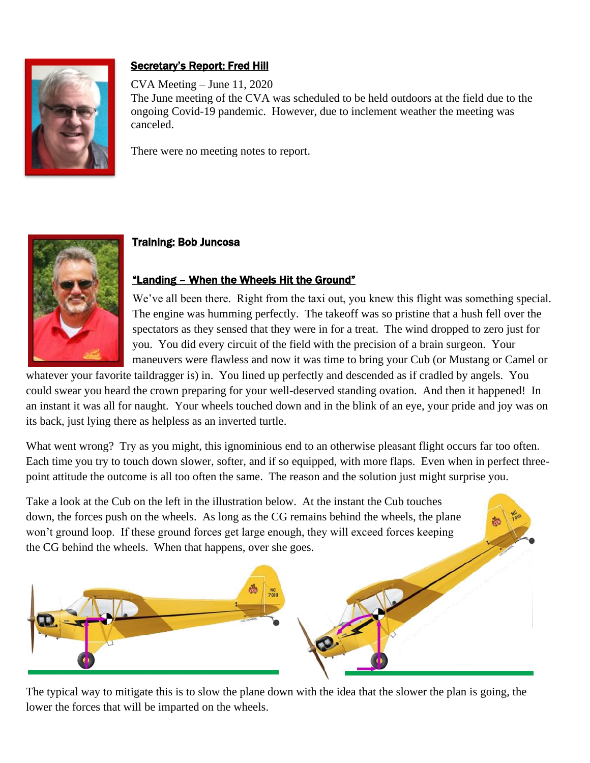## Secretary's Report: Fred Hill

CVA Meeting – June 11, 2020

The June meeting of the CVA was scheduled to be held outdoors at the field due to the ongoing Covid-19 pandemic. However, due to inclement weather the meeting was canceled.

There were no meeting notes to report.

## Training: Bob Juncosa

### "Landing – When the Wheels Hit the Ground"

We've all been there. Right from the taxi out, you knew this flight was something special. The engine was humming perfectly. The takeoff was so pristine that a hush fell over the spectators as they sensed that they were in for a treat. The wind dropped to zero just for you. You did every circuit of the field with the precision of a brain surgeon. Your maneuvers were flawless and now it was time to bring your Cub (or Mustang or Camel or whatever your favorite taildragger is) in. You lined up perfectly and descended as if cradled by angels. You could swear you heard the crown preparing for your well-deserved standing ovation. And then it happened! In an instant it was all for naught. Your wheels touched down and in the blink of an eye, your pride and joy was on its back, just lying there as helpless as an inverted turtle.

What went wrong? Try as you might, this ignominious end to an otherwise pleasant flight occurs far too often. Each time you try to touch down slower, softer, and if so equipped, with more flaps. Even when in perfect three-point attitude the outcome is all too often the same. The reason and the solution just might surprise you.

Take a look at the Cub on the left in the illustration below. At the instant the Cub touches down, the forces push on the wheels. As long as the CG remains behind the wheels, the plane won't ground loop. If these ground forces get large enough, they will exceed forces keeping the CG behind the wheels. When that happens, over she goes.

The typical way to mitigate this is to slow the plane down with the idea that the slower the plan is going, the lower the forces that will be imparted on the wheels.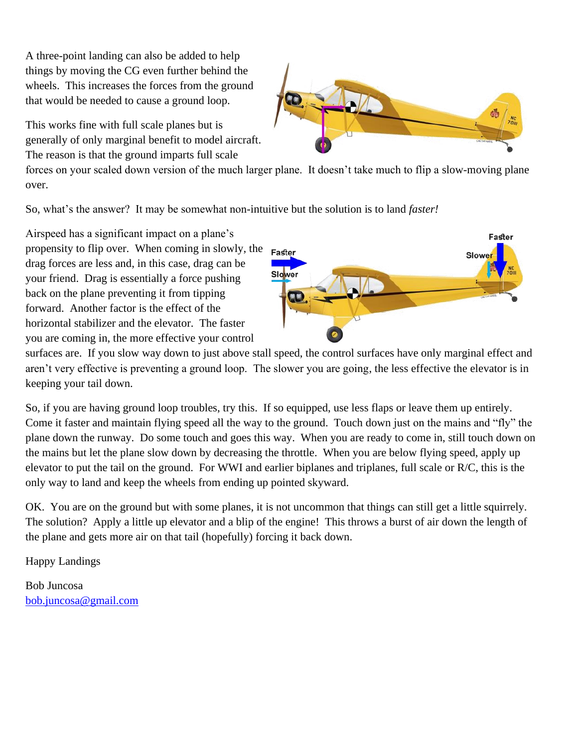A three-point landing can also be added to help things by moving the CG even further behind the wheels. This increases the forces from the ground that would be needed to cause a ground loop.

This works fine with full scale planes but is generally of only marginal benefit to model aircraft. The reason is that the ground imparts full scale forces on your scaled down version of the much larger plane. It doesn't take much to flip a slow-moving plane over.

So, what's the answer? It may be somewhat non-intuitive but the solution is to land *faster!*

Airspeed has a significant impact on a plane's propensity to flip over. When coming in slowly, the drag forces are less and, in this case, drag can be your friend. Drag is essentially a force pushing back on the plane preventing it from tipping forward. Another factor is the effect of the horizontal stabilizer and the elevator. The faster you are coming in, the more effective your control surfaces are. If you slow way down to just above stall speed, the control surfaces have only marginal effect and aren't very effective is preventing a ground loop. The slower you are going, the less effective the elevator is in keeping your tail down.

So, if you are having ground loop troubles, try this. If so equipped, use less flaps or leave them up entirely. Come it faster and maintain flying speed all the way to the ground. Touch down just on the mains and "fly" the plane down the runway. Do some touch and goes this way. When you are ready to come in, still touch down on the mains but let the plane slow down by decreasing the throttle. When you are below flying speed, apply up elevator to put the tail on the ground. For WWI and earlier biplanes and triplanes, full scale or R/C, this is the only way to land and keep the wheels from ending up pointed skyward.

OK. You are on the ground but with some planes, it is not uncommon that things can still get a little squirrely. The solution? Apply a little up elevator and a blip of the engine! This throws a burst of air down the length of the plane and gets more air on that tail (hopefully) forcing it back down.

Happy Landings

Bob Juncosa
bob.juncosa@gmail.com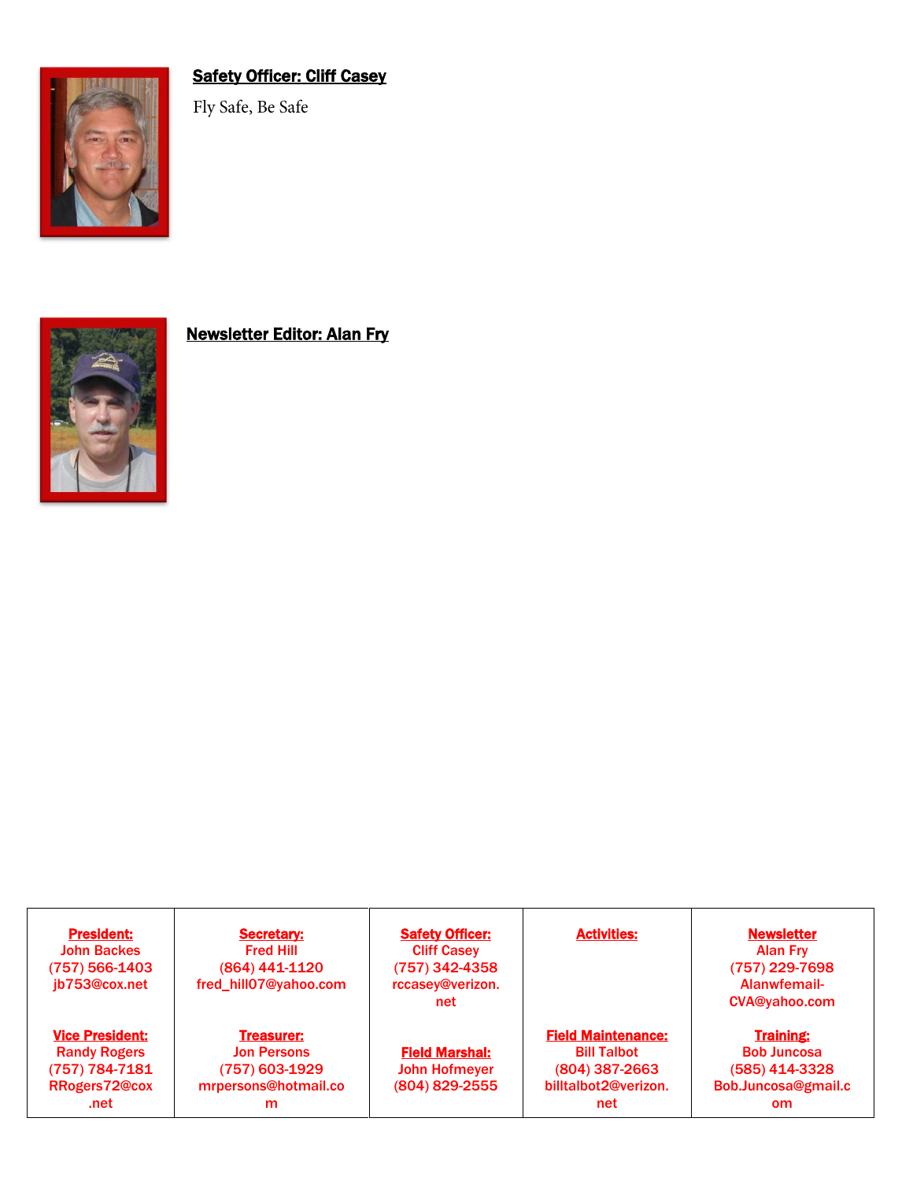**Safety Officer: Cliff Casey**

Fly Safe, Be Safe

**Newsletter Editor: Alan Fry**

| | | | | |
|---|---|---|---|---|
| **President:**<br>John Backes<br>(757) 566-1403<br>jb753@cox.net | **Secretary:**<br>Fred Hill<br>(864) 441-1120<br>fred_hill07@yahoo.com | **Safety Officer:**<br>Cliff Casey<br>(757) 342-4358<br>rccasey@verizon.net | **Activities:** | **Newsletter**<br>Alan Fry<br>(757) 229-7698<br>Alanwfemail-CVA@yahoo.com |
| **Vice President:**<br>Randy Rogers<br>(757) 784-7181<br>RRogers72@cox.net | **Treasurer:**<br>Jon Persons<br>(757) 603-1929<br>mrpersons@hotmail.com | **Field Marshal:**<br>John Hofmeyer<br>(804) 829-2555 | **Field Maintenance:**<br>Bill Talbot<br>(804) 387-2663<br>billtalbot2@verizon.net | **Training:**<br>Bob Juncosa<br>(585) 414-3328<br>Bob.Juncosa@gmail.com |